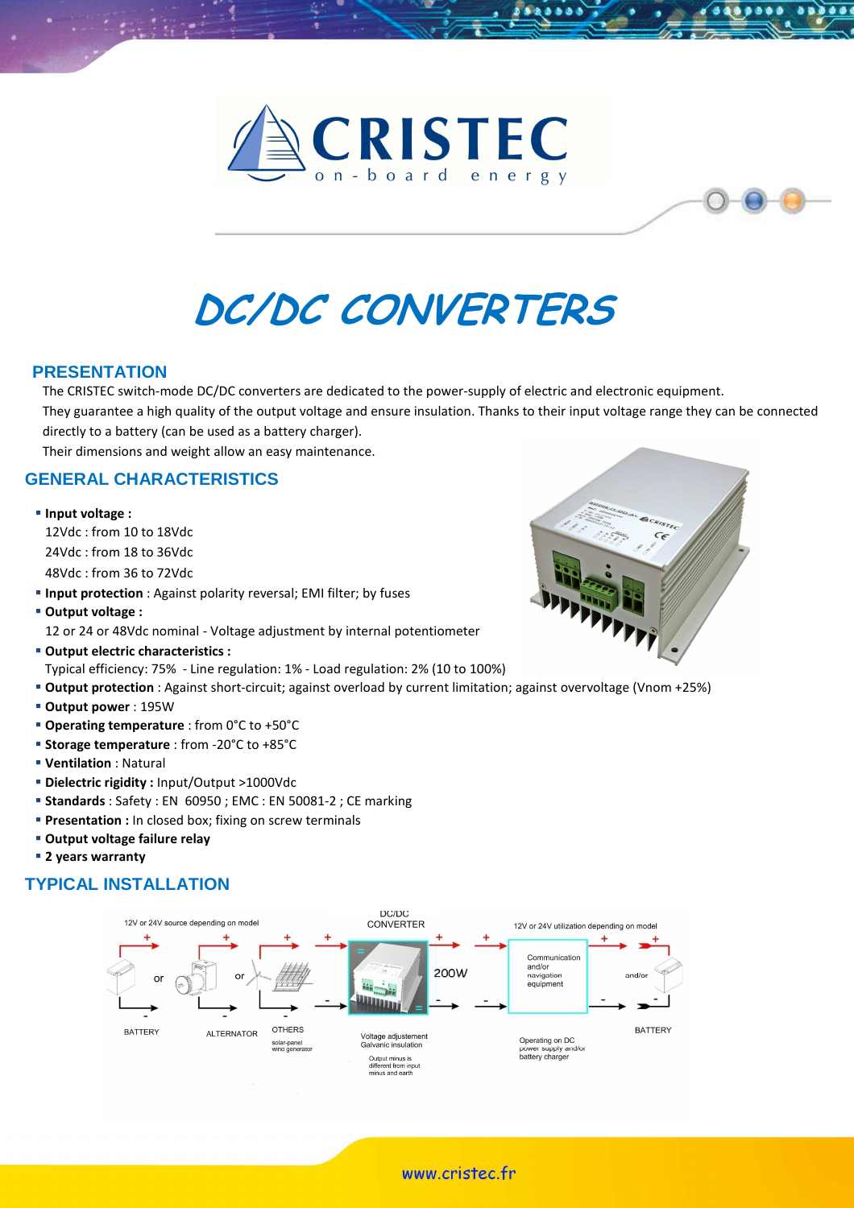# CRISTEC

on-board energy

# DC/DC CONVERTERS

## PRESENTATION

The CRISTEC switch-mode DC/DC converters are dedicated to the power-supply of electric and electronic equipment.

They guarantee a high quality of the output voltage and ensure insulation. Thanks to their input voltage range they can be connected directly to a battery (can be used as a battery charger).

Their dimensions and weight allow an easy maintenance.

## GENERAL CHARACTERISTICS

- **Input voltage :**
  12Vdc : from 10 to 18Vdc
  24Vdc : from 18 to 36Vdc
  48Vdc : from 36 to 72Vdc
- **Input protection** : Against polarity reversal; EMI filter; by fuses
- **Output voltage :**
  12 or 24 or 48Vdc nominal - Voltage adjustment by internal potentiometer
- **Output electric characteristics :**
  Typical efficiency: 75% - Line regulation: 1% - Load regulation: 2% (10 to 100%)
- **Output protection** : Against short-circuit; against overload by current limitation; against overvoltage (Vnom +25%)
- **Output power** : 195W
- **Operating temperature** : from 0°C to +50°C
- **Storage temperature** : from -20°C to +85°C
- **Ventilation** : Natural
- **Dielectric rigidity :** Input/Output >1000Vdc
- **Standards** : Safety : EN 60950 ; EMC : EN 50081-2 ; CE marking
- **Presentation :** In closed box; fixing on screw terminals
- **Output voltage failure relay**
- **2 years warranty**

## TYPICAL INSTALLATION

12V or 24V source depending on model — BATTERY or ALTERNATOR or OTHERS (solar-panel, wind generator) → DC/DC CONVERTER 200W (Voltage adjustement, Galvanic insulation; Output minus is different from input minus and earth) → 12V or 24V utilization depending on model — Communication and/or navigation equipment (Operating on DC power supply and/or battery charger) and/or BATTERY

www.cristec.fr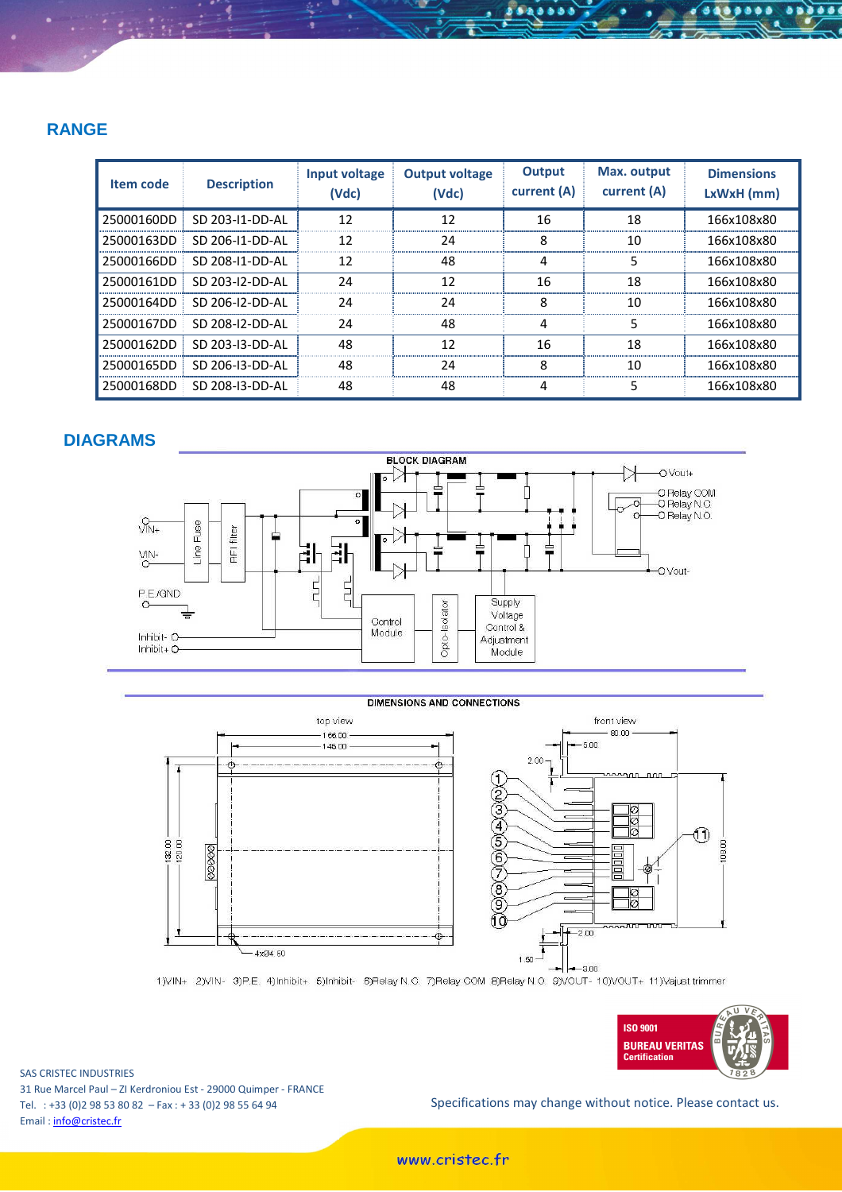## RANGE

| Item code | Description | Input voltage (Vdc) | Output voltage (Vdc) | Output current (A) | Max. output current (A) | Dimensions LxWxH (mm) |
|---|---|---|---|---|---|---|
| 25000160DD | SD 203-I1-DD-AL | 12 | 12 | 16 | 18 | 166x108x80 |
| 25000163DD | SD 206-I1-DD-AL | 12 | 24 | 8 | 10 | 166x108x80 |
| 25000166DD | SD 208-I1-DD-AL | 12 | 48 | 4 | 5 | 166x108x80 |
| 25000161DD | SD 203-I2-DD-AL | 24 | 12 | 16 | 18 | 166x108x80 |
| 25000164DD | SD 206-I2-DD-AL | 24 | 24 | 8 | 10 | 166x108x80 |
| 25000167DD | SD 208-I2-DD-AL | 24 | 48 | 4 | 5 | 166x108x80 |
| 25000162DD | SD 203-I3-DD-AL | 48 | 12 | 16 | 18 | 166x108x80 |
| 25000165DD | SD 206-I3-DD-AL | 48 | 24 | 8 | 10 | 166x108x80 |
| 25000168DD | SD 208-I3-DD-AL | 48 | 48 | 4 | 5 | 166x108x80 |

## DIAGRAMS

BLOCK DIAGRAM

VIN+
VIN-
P.E./GND
Inhibit-
Inhibit+
Line Fuse
RFI filter
Control Module
Opto-Isolator
Supply Voltage Control & Adjustment Module
Vout+
Relay COM
Relay N.C.
Relay N.O.
Vout-

DIMENSIONS AND CONNECTIONS

top view
166.00
146.00
132.00
120.00
4xØ4.50

front view
80.00
5.00
2.00
108.00
2.00
1.50
3.00

1)VIN+ 2)VIN- 3)P.E. 4)Inhibit+ 5)Inhibit- 6)Relay N.C. 7)Relay COM 8)Relay N.O. 9)VOUT- 10)VOUT+ 11)Vajust trimmer

ISO 9001
BUREAU VERITAS
Certification

SAS CRISTEC INDUSTRIES
31 Rue Marcel Paul – ZI Kerdroniou Est - 29000 Quimper - FRANCE
Tel. : +33 (0)2 98 53 80 82 – Fax : + 33 (0)2 98 55 64 94
Email : info@cristec.fr

Specifications may change without notice. Please contact us.

www.cristec.fr